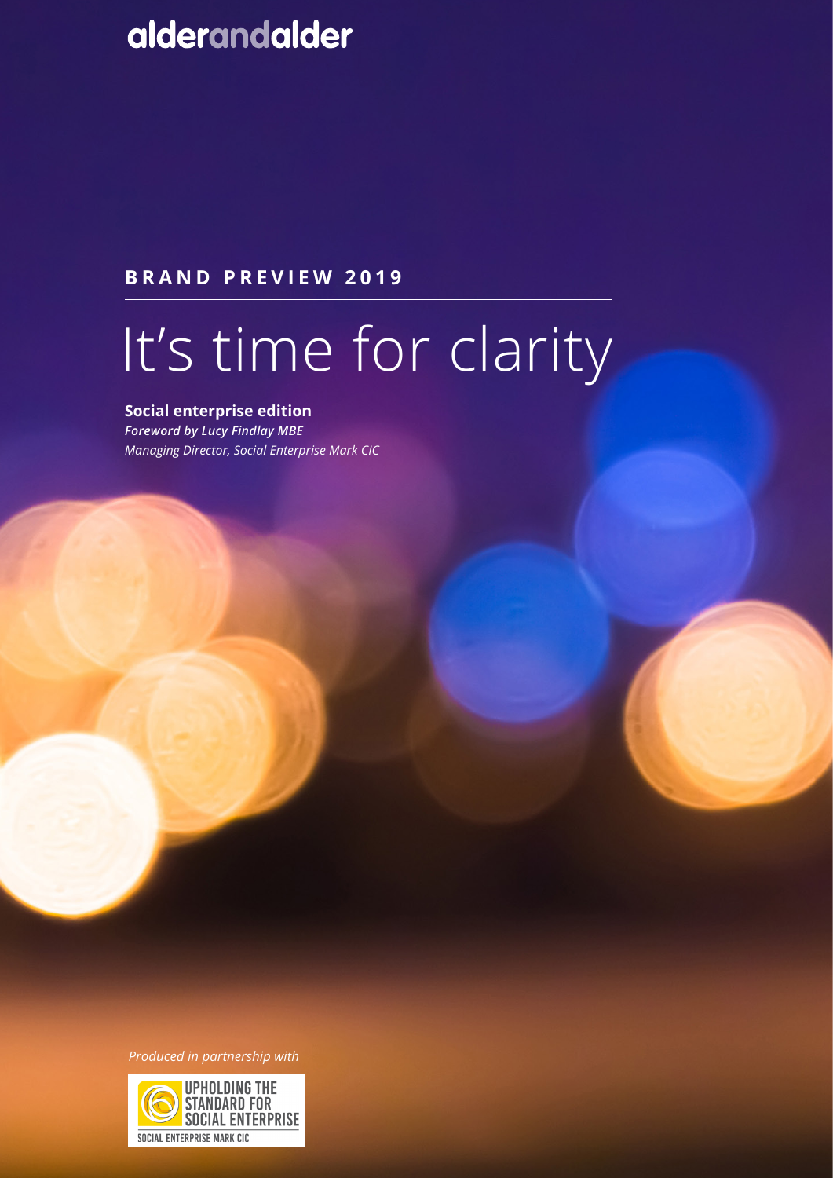alderandalder

**BRAND PREVIEW 2019**

# It's time for clarity

**Social enterprise edition**

***Foreword by Lucy Findlay MBE***

*Managing Director, Social Enterprise Mark CIC*

*Produced in partnership with*

UPHOLDING THE STANDARD FOR SOCIAL ENTERPRISE

SOCIAL ENTERPRISE MARK CIC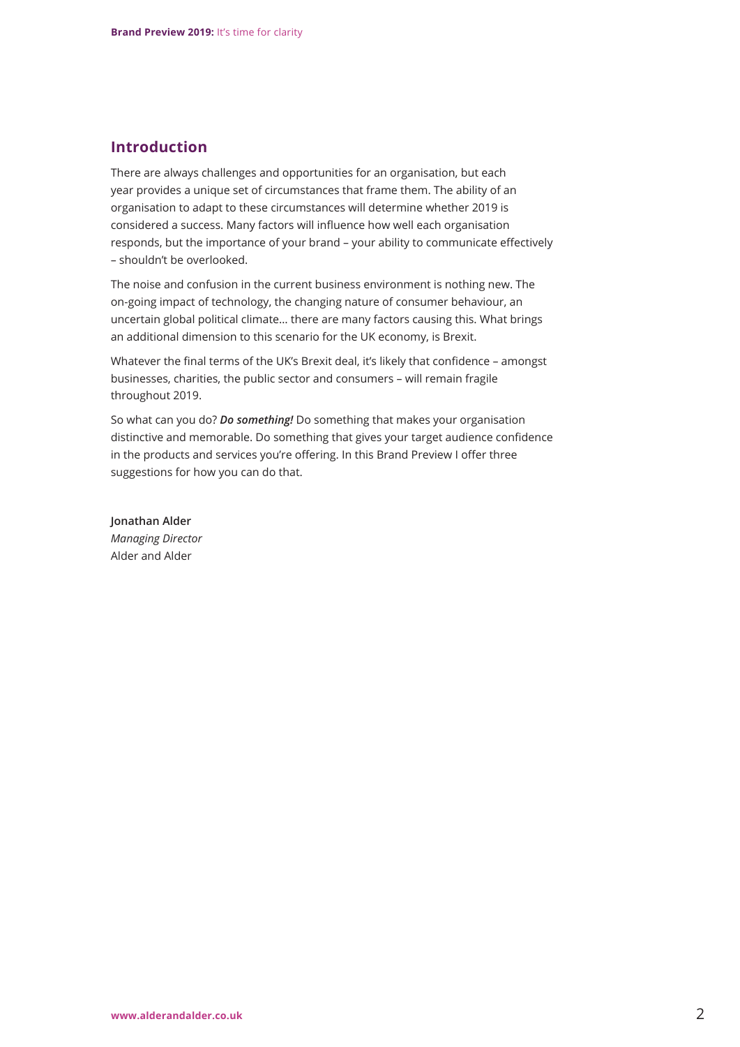## Introduction

There are always challenges and opportunities for an organisation, but each year provides a unique set of circumstances that frame them. The ability of an organisation to adapt to these circumstances will determine whether 2019 is considered a success. Many factors will influence how well each organisation responds, but the importance of your brand – your ability to communicate effectively – shouldn't be overlooked.

The noise and confusion in the current business environment is nothing new. The on-going impact of technology, the changing nature of consumer behaviour, an uncertain global political climate… there are many factors causing this. What brings an additional dimension to this scenario for the UK economy, is Brexit.

Whatever the final terms of the UK's Brexit deal, it's likely that confidence – amongst businesses, charities, the public sector and consumers – will remain fragile throughout 2019.

So what can you do? ***Do something!*** Do something that makes your organisation distinctive and memorable. Do something that gives your target audience confidence in the products and services you're offering. In this Brand Preview I offer three suggestions for how you can do that.

**Jonathan Alder**
*Managing Director*
Alder and Alder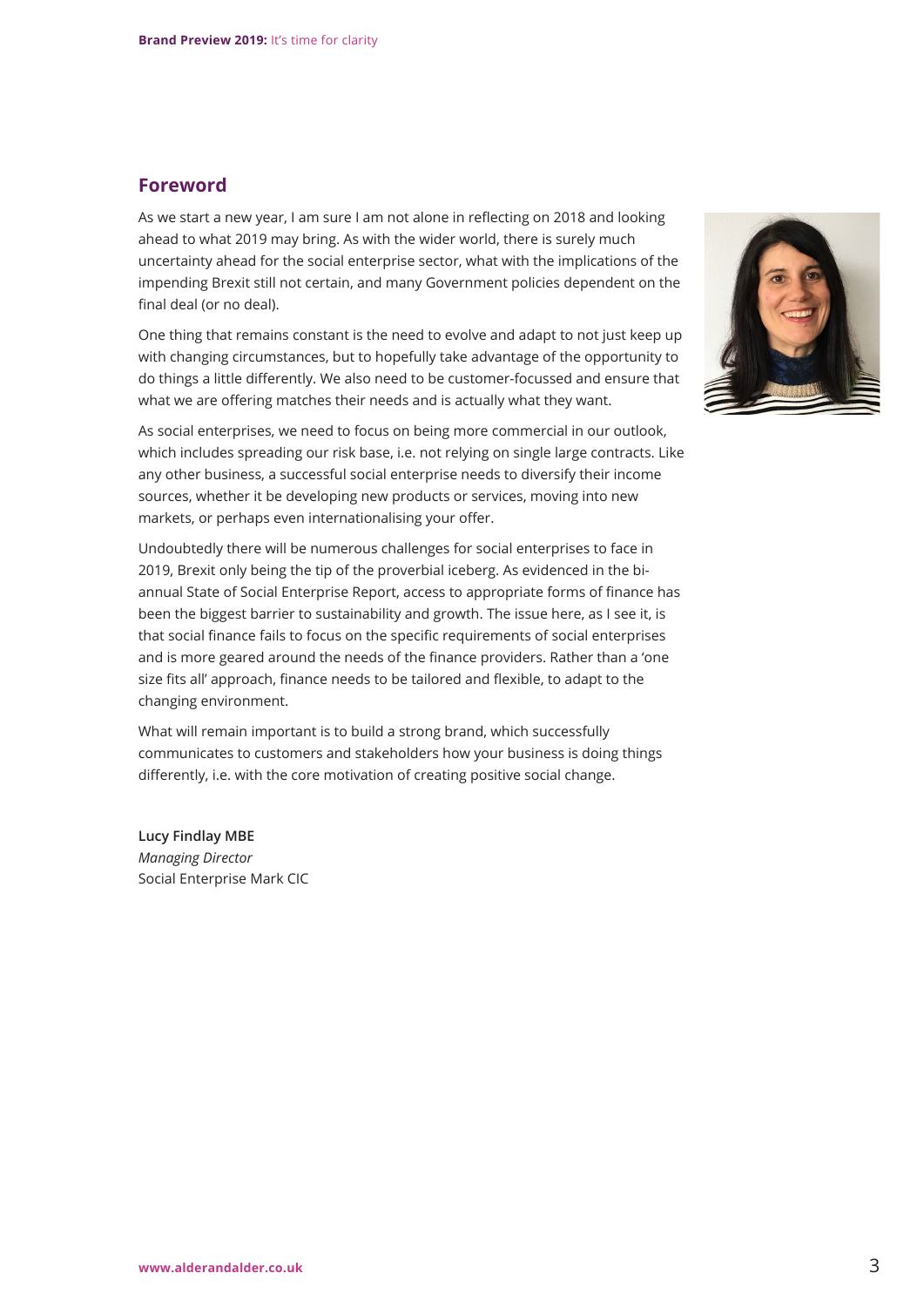## Foreword

As we start a new year, I am sure I am not alone in reflecting on 2018 and looking ahead to what 2019 may bring. As with the wider world, there is surely much uncertainty ahead for the social enterprise sector, what with the implications of the impending Brexit still not certain, and many Government policies dependent on the final deal (or no deal).

One thing that remains constant is the need to evolve and adapt to not just keep up with changing circumstances, but to hopefully take advantage of the opportunity to do things a little differently. We also need to be customer-focussed and ensure that what we are offering matches their needs and is actually what they want.

As social enterprises, we need to focus on being more commercial in our outlook, which includes spreading our risk base, i.e. not relying on single large contracts. Like any other business, a successful social enterprise needs to diversify their income sources, whether it be developing new products or services, moving into new markets, or perhaps even internationalising your offer.

Undoubtedly there will be numerous challenges for social enterprises to face in 2019, Brexit only being the tip of the proverbial iceberg. As evidenced in the bi-annual State of Social Enterprise Report, access to appropriate forms of finance has been the biggest barrier to sustainability and growth. The issue here, as I see it, is that social finance fails to focus on the specific requirements of social enterprises and is more geared around the needs of the finance providers. Rather than a 'one size fits all' approach, finance needs to be tailored and flexible, to adapt to the changing environment.

What will remain important is to build a strong brand, which successfully communicates to customers and stakeholders how your business is doing things differently, i.e. with the core motivation of creating positive social change.

**Lucy Findlay MBE**
*Managing Director*
Social Enterprise Mark CIC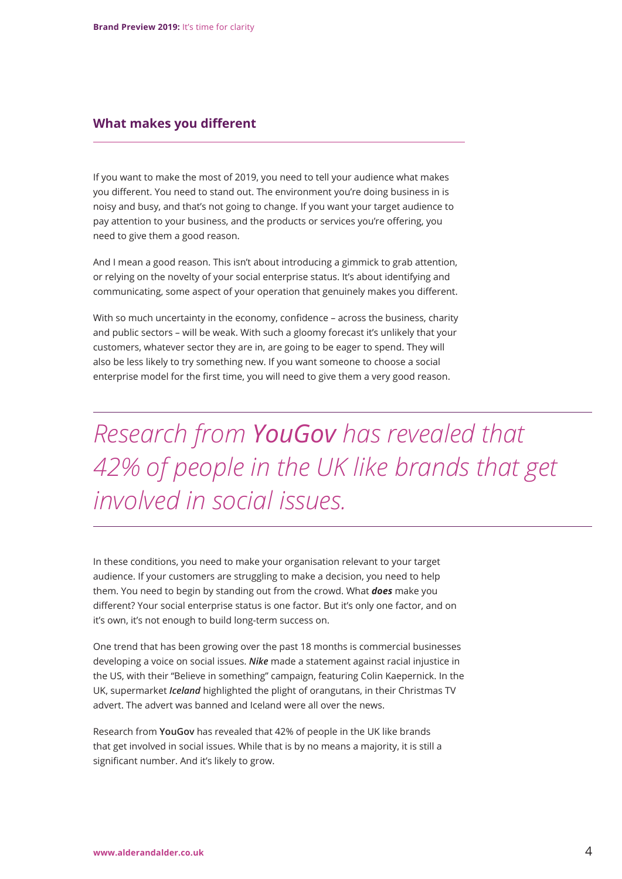## What makes you different

If you want to make the most of 2019, you need to tell your audience what makes you different. You need to stand out. The environment you're doing business in is noisy and busy, and that's not going to change. If you want your target audience to pay attention to your business, and the products or services you're offering, you need to give them a good reason.

And I mean a good reason. This isn't about introducing a gimmick to grab attention, or relying on the novelty of your social enterprise status. It's about identifying and communicating, some aspect of your operation that genuinely makes you different.

With so much uncertainty in the economy, confidence – across the business, charity and public sectors – will be weak. With such a gloomy forecast it's unlikely that your customers, whatever sector they are in, are going to be eager to spend. They will also be less likely to try something new. If you want someone to choose a social enterprise model for the first time, you will need to give them a very good reason.

> *Research from **YouGov** has revealed that 42% of people in the UK like brands that get involved in social issues.*

In these conditions, you need to make your organisation relevant to your target audience. If your customers are struggling to make a decision, you need to help them. You need to begin by standing out from the crowd. What ***does*** make you different? Your social enterprise status is one factor. But it's only one factor, and on it's own, it's not enough to build long-term success on.

One trend that has been growing over the past 18 months is commercial businesses developing a voice on social issues. ***Nike*** made a statement against racial injustice in the US, with their "Believe in something" campaign, featuring Colin Kaepernick. In the UK, supermarket ***Iceland*** highlighted the plight of orangutans, in their Christmas TV advert. The advert was banned and Iceland were all over the news.

Research from **YouGov** has revealed that 42% of people in the UK like brands that get involved in social issues. While that is by no means a majority, it is still a significant number. And it's likely to grow.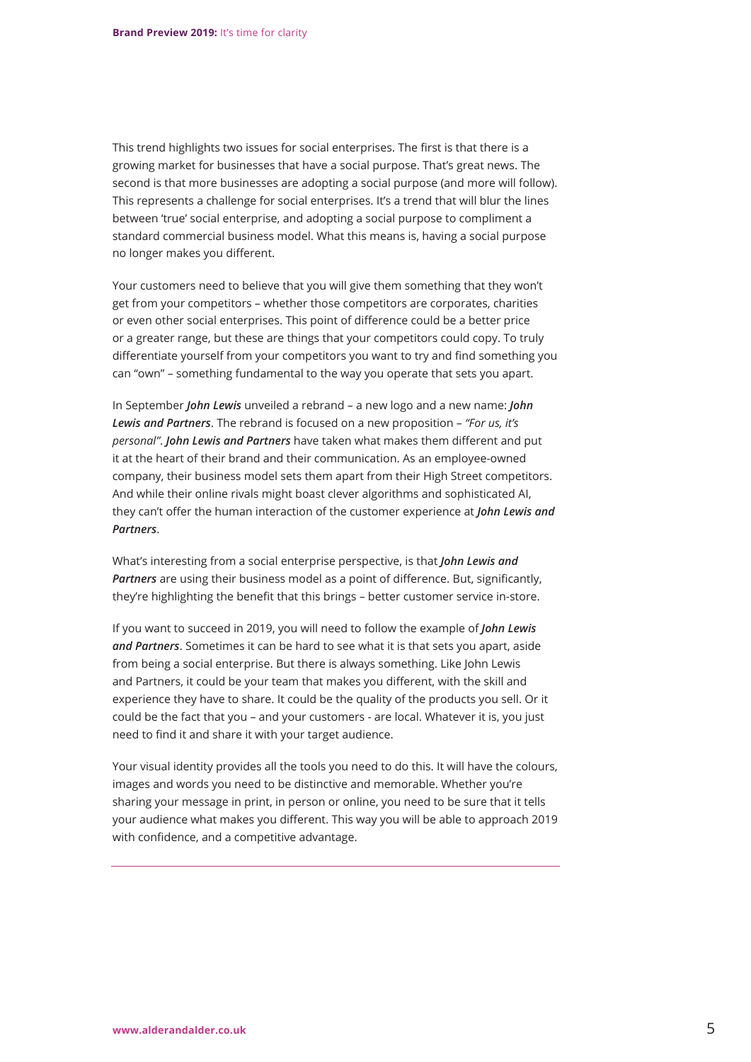This trend highlights two issues for social enterprises. The first is that there is a growing market for businesses that have a social purpose. That's great news. The second is that more businesses are adopting a social purpose (and more will follow). This represents a challenge for social enterprises. It's a trend that will blur the lines between 'true' social enterprise, and adopting a social purpose to compliment a standard commercial business model. What this means is, having a social purpose no longer makes you different.

Your customers need to believe that you will give them something that they won't get from your competitors – whether those competitors are corporates, charities or even other social enterprises. This point of difference could be a better price or a greater range, but these are things that your competitors could copy. To truly differentiate yourself from your competitors you want to try and find something you can "own" – something fundamental to the way you operate that sets you apart.

In September ***John Lewis*** unveiled a rebrand – a new logo and a new name: ***John Lewis and Partners***. The rebrand is focused on a new proposition – *"For us, it's personal"*. ***John Lewis and Partners*** have taken what makes them different and put it at the heart of their brand and their communication. As an employee-owned company, their business model sets them apart from their High Street competitors. And while their online rivals might boast clever algorithms and sophisticated AI, they can't offer the human interaction of the customer experience at ***John Lewis and Partners***.

What's interesting from a social enterprise perspective, is that ***John Lewis and Partners*** are using their business model as a point of difference. But, significantly, they're highlighting the benefit that this brings – better customer service in-store.

If you want to succeed in 2019, you will need to follow the example of ***John Lewis and Partners***. Sometimes it can be hard to see what it is that sets you apart, aside from being a social enterprise. But there is always something. Like John Lewis and Partners, it could be your team that makes you different, with the skill and experience they have to share. It could be the quality of the products you sell. Or it could be the fact that you – and your customers - are local. Whatever it is, you just need to find it and share it with your target audience.

Your visual identity provides all the tools you need to do this. It will have the colours, images and words you need to be distinctive and memorable. Whether you're sharing your message in print, in person or online, you need to be sure that it tells your audience what makes you different. This way you will be able to approach 2019 with confidence, and a competitive advantage.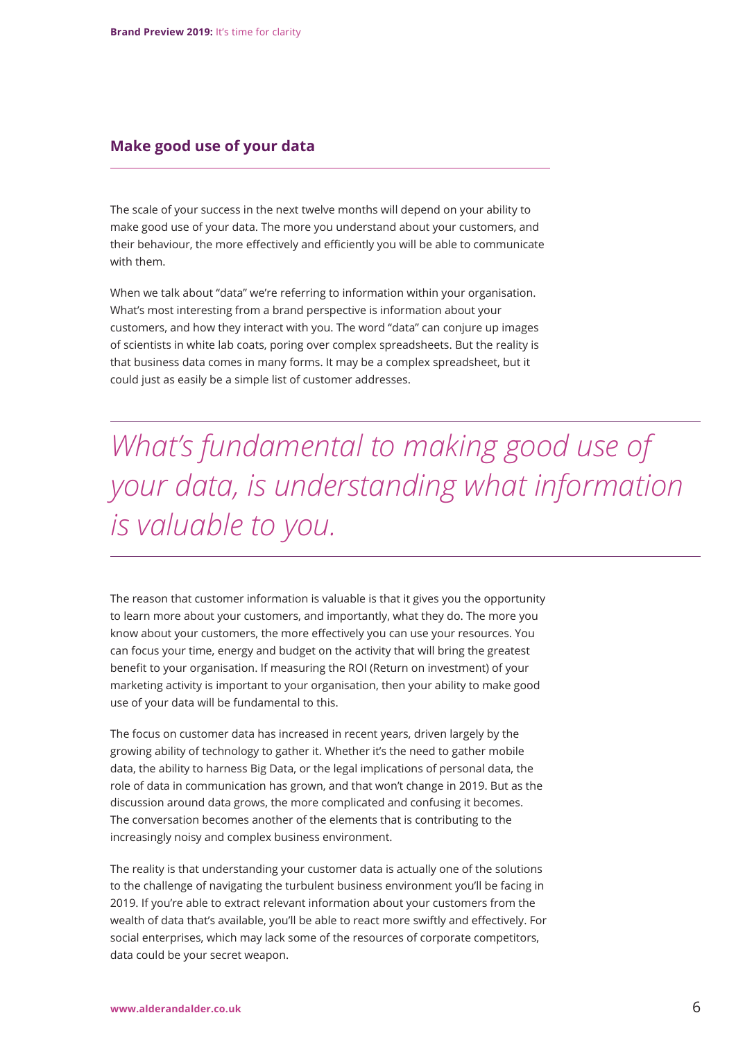## Make good use of your data

The scale of your success in the next twelve months will depend on your ability to make good use of your data. The more you understand about your customers, and their behaviour, the more effectively and efficiently you will be able to communicate with them.

When we talk about "data" we're referring to information within your organisation. What's most interesting from a brand perspective is information about your customers, and how they interact with you. The word "data" can conjure up images of scientists in white lab coats, poring over complex spreadsheets. But the reality is that business data comes in many forms. It may be a complex spreadsheet, but it could just as easily be a simple list of customer addresses.

> *What's fundamental to making good use of your data, is understanding what information is valuable to you.*

The reason that customer information is valuable is that it gives you the opportunity to learn more about your customers, and importantly, what they do. The more you know about your customers, the more effectively you can use your resources. You can focus your time, energy and budget on the activity that will bring the greatest benefit to your organisation. If measuring the ROI (Return on investment) of your marketing activity is important to your organisation, then your ability to make good use of your data will be fundamental to this.

The focus on customer data has increased in recent years, driven largely by the growing ability of technology to gather it. Whether it's the need to gather mobile data, the ability to harness Big Data, or the legal implications of personal data, the role of data in communication has grown, and that won't change in 2019. But as the discussion around data grows, the more complicated and confusing it becomes. The conversation becomes another of the elements that is contributing to the increasingly noisy and complex business environment.

The reality is that understanding your customer data is actually one of the solutions to the challenge of navigating the turbulent business environment you'll be facing in 2019. If you're able to extract relevant information about your customers from the wealth of data that's available, you'll be able to react more swiftly and effectively. For social enterprises, which may lack some of the resources of corporate competitors, data could be your secret weapon.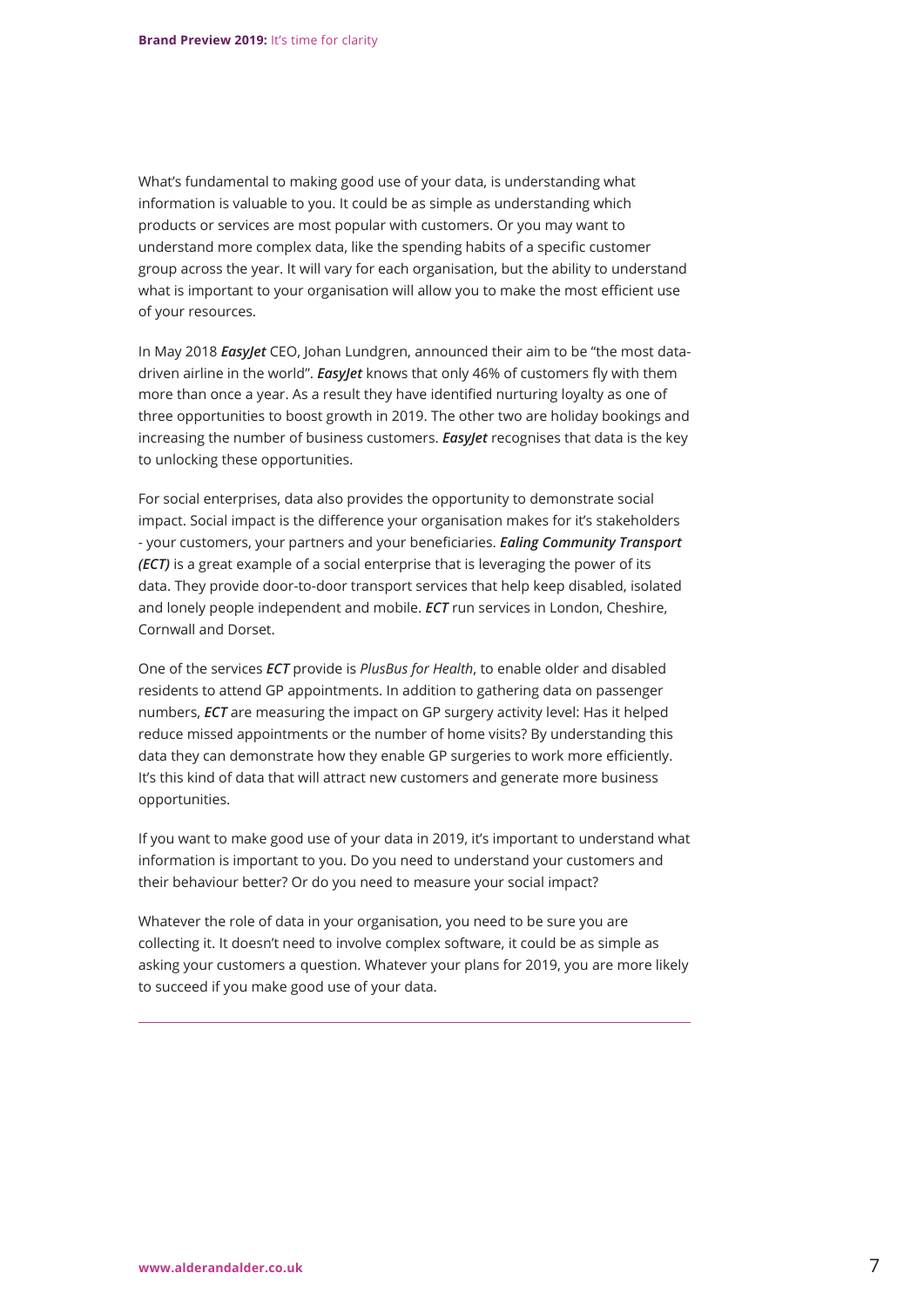What's fundamental to making good use of your data, is understanding what information is valuable to you. It could be as simple as understanding which products or services are most popular with customers. Or you may want to understand more complex data, like the spending habits of a specific customer group across the year. It will vary for each organisation, but the ability to understand what is important to your organisation will allow you to make the most efficient use of your resources.

In May 2018 ***EasyJet*** CEO, Johan Lundgren, announced their aim to be "the most data-driven airline in the world". ***EasyJet*** knows that only 46% of customers fly with them more than once a year. As a result they have identified nurturing loyalty as one of three opportunities to boost growth in 2019. The other two are holiday bookings and increasing the number of business customers. ***EasyJet*** recognises that data is the key to unlocking these opportunities.

For social enterprises, data also provides the opportunity to demonstrate social impact. Social impact is the difference your organisation makes for it's stakeholders - your customers, your partners and your beneficiaries. ***Ealing Community Transport (ECT)*** is a great example of a social enterprise that is leveraging the power of its data. They provide door-to-door transport services that help keep disabled, isolated and lonely people independent and mobile. ***ECT*** run services in London, Cheshire, Cornwall and Dorset.

One of the services ***ECT*** provide is *PlusBus for Health*, to enable older and disabled residents to attend GP appointments. In addition to gathering data on passenger numbers, ***ECT*** are measuring the impact on GP surgery activity level: Has it helped reduce missed appointments or the number of home visits? By understanding this data they can demonstrate how they enable GP surgeries to work more efficiently. It's this kind of data that will attract new customers and generate more business opportunities.

If you want to make good use of your data in 2019, it's important to understand what information is important to you. Do you need to understand your customers and their behaviour better? Or do you need to measure your social impact?

Whatever the role of data in your organisation, you need to be sure you are collecting it. It doesn't need to involve complex software, it could be as simple as asking your customers a question. Whatever your plans for 2019, you are more likely to succeed if you make good use of your data.

---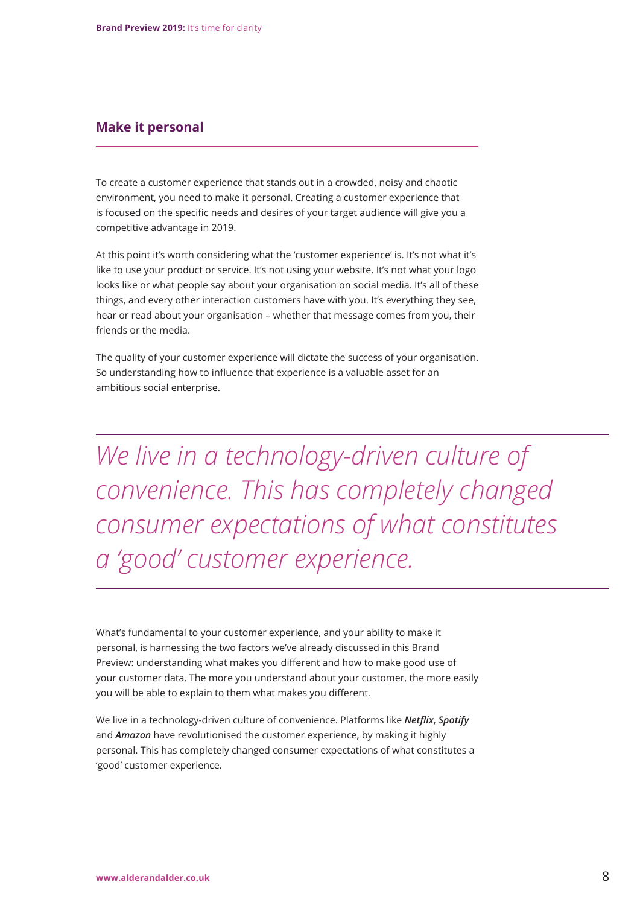## Make it personal

To create a customer experience that stands out in a crowded, noisy and chaotic environment, you need to make it personal. Creating a customer experience that is focused on the specific needs and desires of your target audience will give you a competitive advantage in 2019.

At this point it's worth considering what the 'customer experience' is. It's not what it's like to use your product or service. It's not using your website. It's not what your logo looks like or what people say about your organisation on social media. It's all of these things, and every other interaction customers have with you. It's everything they see, hear or read about your organisation – whether that message comes from you, their friends or the media.

The quality of your customer experience will dictate the success of your organisation. So understanding how to influence that experience is a valuable asset for an ambitious social enterprise.

> *We live in a technology-driven culture of convenience. This has completely changed consumer expectations of what constitutes a 'good' customer experience.*

What's fundamental to your customer experience, and your ability to make it personal, is harnessing the two factors we've already discussed in this Brand Preview: understanding what makes you different and how to make good use of your customer data. The more you understand about your customer, the more easily you will be able to explain to them what makes you different.

We live in a technology-driven culture of convenience. Platforms like ***Netflix***, ***Spotify*** and ***Amazon*** have revolutionised the customer experience, by making it highly personal. This has completely changed consumer expectations of what constitutes a 'good' customer experience.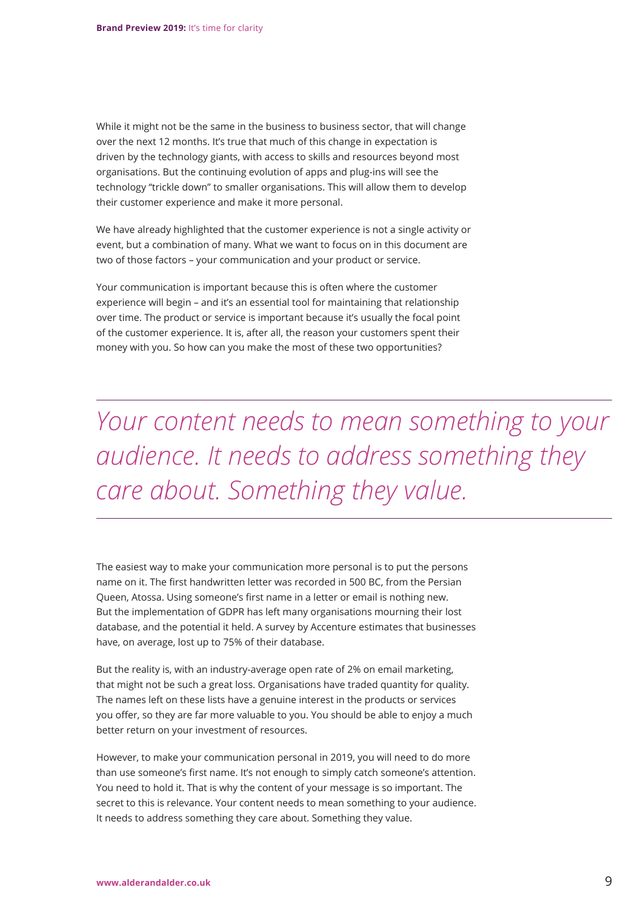While it might not be the same in the business to business sector, that will change over the next 12 months. It's true that much of this change in expectation is driven by the technology giants, with access to skills and resources beyond most organisations. But the continuing evolution of apps and plug-ins will see the technology "trickle down" to smaller organisations. This will allow them to develop their customer experience and make it more personal.

We have already highlighted that the customer experience is not a single activity or event, but a combination of many. What we want to focus on in this document are two of those factors – your communication and your product or service.

Your communication is important because this is often where the customer experience will begin – and it's an essential tool for maintaining that relationship over time. The product or service is important because it's usually the focal point of the customer experience. It is, after all, the reason your customers spent their money with you. So how can you make the most of these two opportunities?

---

*Your content needs to mean something to your audience. It needs to address something they care about. Something they value.*

---

The easiest way to make your communication more personal is to put the persons name on it. The first handwritten letter was recorded in 500 BC, from the Persian Queen, Atossa. Using someone's first name in a letter or email is nothing new. But the implementation of GDPR has left many organisations mourning their lost database, and the potential it held. A survey by Accenture estimates that businesses have, on average, lost up to 75% of their database.

But the reality is, with an industry-average open rate of 2% on email marketing, that might not be such a great loss. Organisations have traded quantity for quality. The names left on these lists have a genuine interest in the products or services you offer, so they are far more valuable to you. You should be able to enjoy a much better return on your investment of resources.

However, to make your communication personal in 2019, you will need to do more than use someone's first name. It's not enough to simply catch someone's attention. You need to hold it. That is why the content of your message is so important. The secret to this is relevance. Your content needs to mean something to your audience. It needs to address something they care about. Something they value.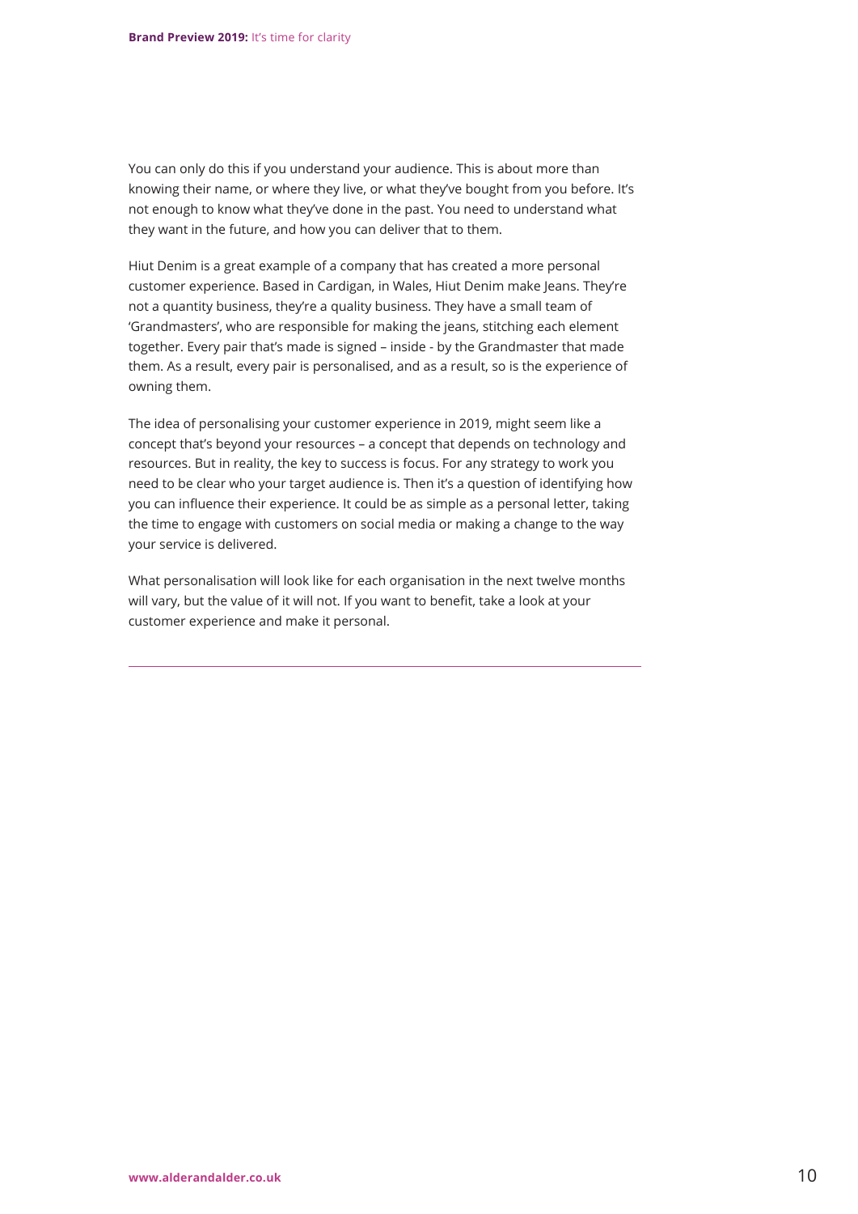You can only do this if you understand your audience. This is about more than knowing their name, or where they live, or what they've bought from you before. It's not enough to know what they've done in the past. You need to understand what they want in the future, and how you can deliver that to them.

Hiut Denim is a great example of a company that has created a more personal customer experience. Based in Cardigan, in Wales, Hiut Denim make Jeans. They're not a quantity business, they're a quality business. They have a small team of 'Grandmasters', who are responsible for making the jeans, stitching each element together. Every pair that's made is signed – inside - by the Grandmaster that made them. As a result, every pair is personalised, and as a result, so is the experience of owning them.

The idea of personalising your customer experience in 2019, might seem like a concept that's beyond your resources – a concept that depends on technology and resources. But in reality, the key to success is focus. For any strategy to work you need to be clear who your target audience is. Then it's a question of identifying how you can influence their experience. It could be as simple as a personal letter, taking the time to engage with customers on social media or making a change to the way your service is delivered.

What personalisation will look like for each organisation in the next twelve months will vary, but the value of it will not. If you want to benefit, take a look at your customer experience and make it personal.

---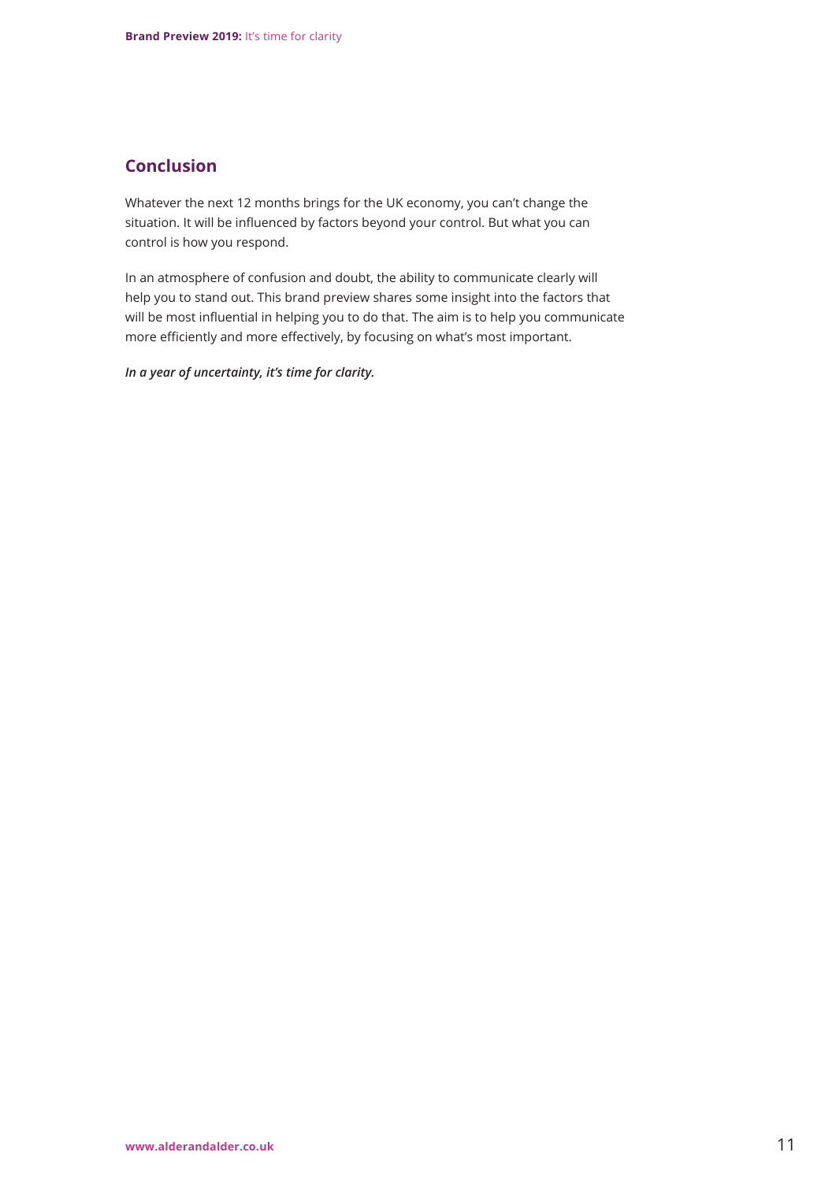## Conclusion

Whatever the next 12 months brings for the UK economy, you can't change the situation. It will be influenced by factors beyond your control. But what you can control is how you respond.

In an atmosphere of confusion and doubt, the ability to communicate clearly will help you to stand out. This brand preview shares some insight into the factors that will be most influential in helping you to do that. The aim is to help you communicate more efficiently and more effectively, by focusing on what's most important.

***In a year of uncertainty, it's time for clarity.***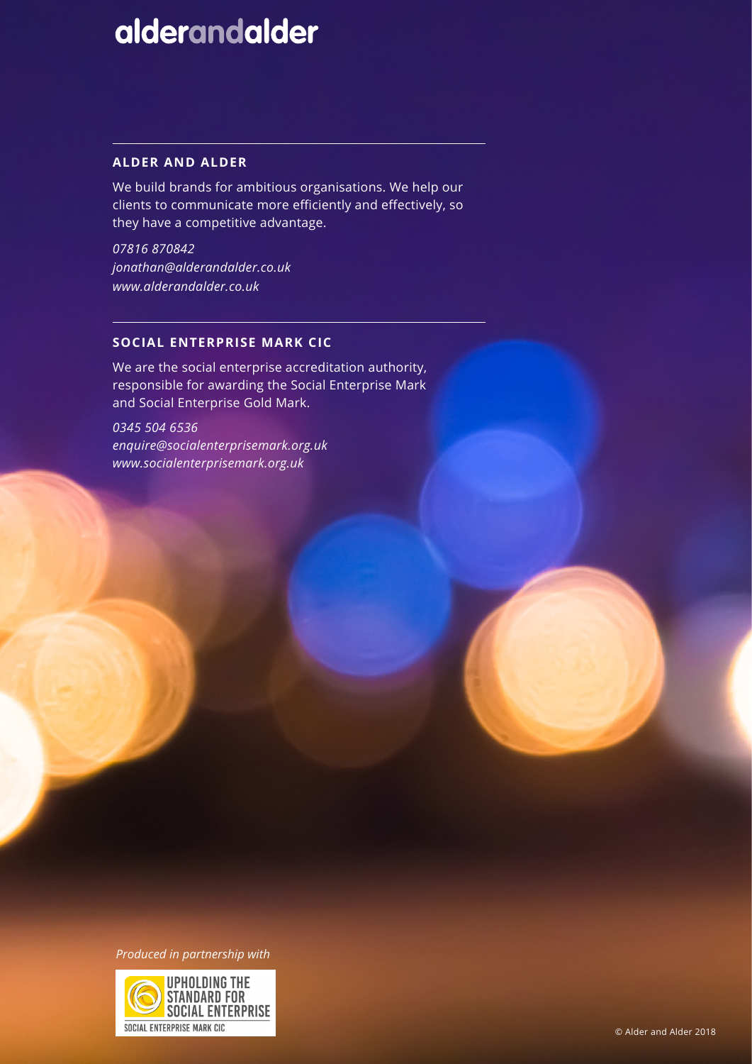alderandalder

## ALDER AND ALDER

We build brands for ambitious organisations. We help our clients to communicate more efficiently and effectively, so they have a competitive advantage.

*07816 870842*
*jonathan@alderandalder.co.uk*
*www.alderandalder.co.uk*

## SOCIAL ENTERPRISE MARK CIC

We are the social enterprise accreditation authority, responsible for awarding the Social Enterprise Mark and Social Enterprise Gold Mark.

*0345 504 6536*
*enquire@socialenterprisemark.org.uk*
*www.socialenterprisemark.org.uk*

*Produced in partnership with*

UPHOLDING THE STANDARD FOR SOCIAL ENTERPRISE
SOCIAL ENTERPRISE MARK CIC

© Alder and Alder 2018